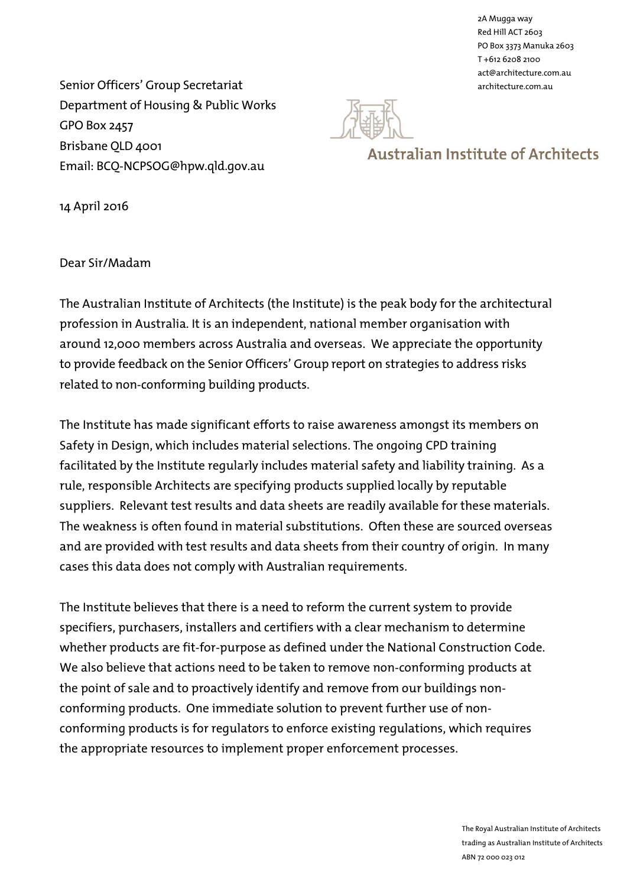2A Mugga way
Red Hill ACT 2603
PO Box 3373 Manuka 2603
T +612 6208 2100
act@architecture.com.au
architecture.com.au

Senior Officers' Group Secretariat
Department of Housing & Public Works
GPO Box 2457
Brisbane QLD 4001
Email: BCQ-NCPSOG@hpw.qld.gov.au

**Australian Institute of Architects**

14 April 2016

Dear Sir/Madam

The Australian Institute of Architects (the Institute) is the peak body for the architectural profession in Australia. It is an independent, national member organisation with around 12,000 members across Australia and overseas. We appreciate the opportunity to provide feedback on the Senior Officers' Group report on strategies to address risks related to non-conforming building products.

The Institute has made significant efforts to raise awareness amongst its members on Safety in Design, which includes material selections. The ongoing CPD training facilitated by the Institute regularly includes material safety and liability training. As a rule, responsible Architects are specifying products supplied locally by reputable suppliers. Relevant test results and data sheets are readily available for these materials. The weakness is often found in material substitutions. Often these are sourced overseas and are provided with test results and data sheets from their country of origin. In many cases this data does not comply with Australian requirements.

The Institute believes that there is a need to reform the current system to provide specifiers, purchasers, installers and certifiers with a clear mechanism to determine whether products are fit-for-purpose as defined under the National Construction Code. We also believe that actions need to be taken to remove non-conforming products at the point of sale and to proactively identify and remove from our buildings non-conforming products. One immediate solution to prevent further use of non-conforming products is for regulators to enforce existing regulations, which requires the appropriate resources to implement proper enforcement processes.

The Royal Australian Institute of Architects
trading as Australian Institute of Architects
ABN 72 000 023 012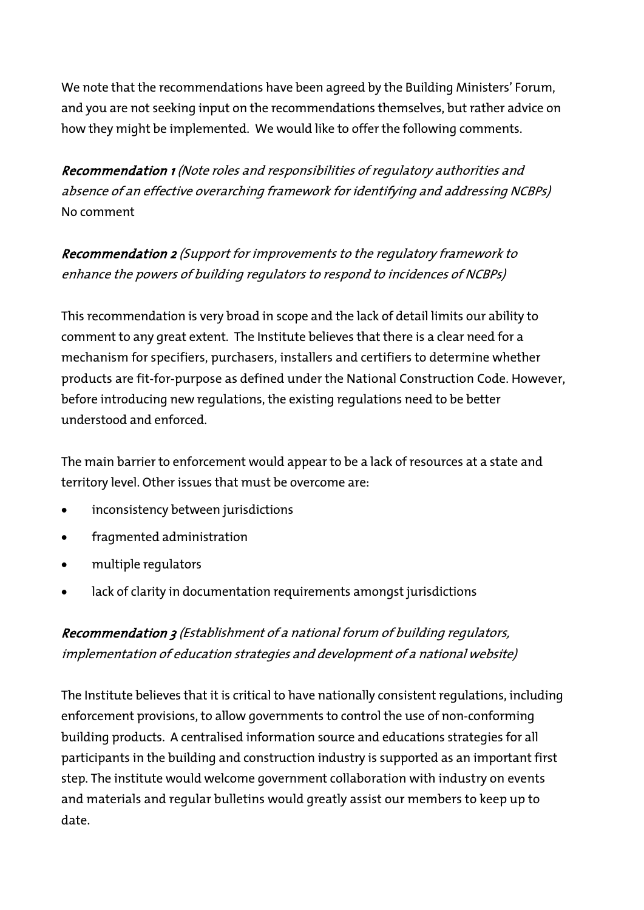We note that the recommendations have been agreed by the Building Ministers' Forum, and you are not seeking input on the recommendations themselves, but rather advice on how they might be implemented. We would like to offer the following comments.

***Recommendation 1*** *(Note roles and responsibilities of regulatory authorities and absence of an effective overarching framework for identifying and addressing NCBPs)*
No comment

***Recommendation 2*** *(Support for improvements to the regulatory framework to enhance the powers of building regulators to respond to incidences of NCBPs)*

This recommendation is very broad in scope and the lack of detail limits our ability to comment to any great extent. The Institute believes that there is a clear need for a mechanism for specifiers, purchasers, installers and certifiers to determine whether products are fit-for-purpose as defined under the National Construction Code. However, before introducing new regulations, the existing regulations need to be better understood and enforced.

The main barrier to enforcement would appear to be a lack of resources at a state and territory level. Other issues that must be overcome are:

- inconsistency between jurisdictions
- fragmented administration
- multiple regulators
- lack of clarity in documentation requirements amongst jurisdictions

***Recommendation 3*** *(Establishment of a national forum of building regulators, implementation of education strategies and development of a national website)*

The Institute believes that it is critical to have nationally consistent regulations, including enforcement provisions, to allow governments to control the use of non-conforming building products. A centralised information source and educations strategies for all participants in the building and construction industry is supported as an important first step. The institute would welcome government collaboration with industry on events and materials and regular bulletins would greatly assist our members to keep up to date.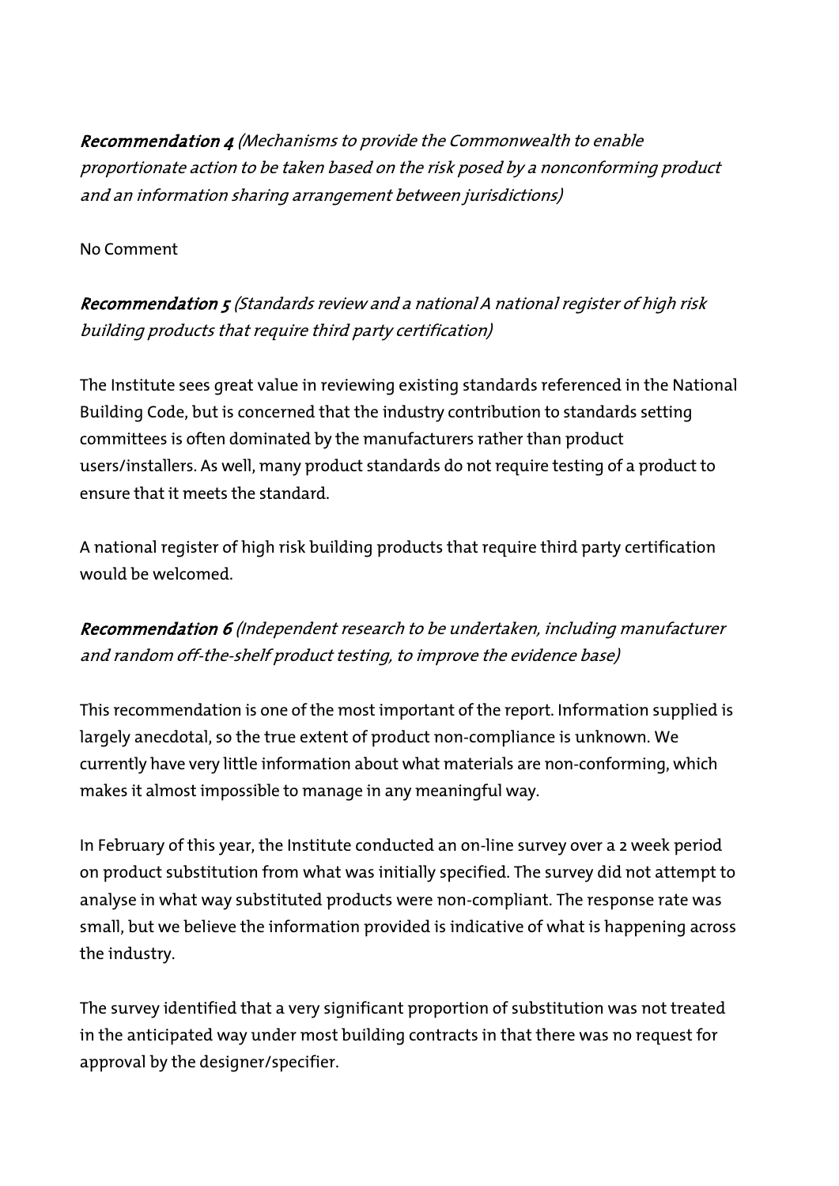**Recommendation 4** *(Mechanisms to provide the Commonwealth to enable proportionate action to be taken based on the risk posed by a nonconforming product and an information sharing arrangement between jurisdictions)*

No Comment

**Recommendation 5** *(Standards review and a national A national register of high risk building products that require third party certification)*

The Institute sees great value in reviewing existing standards referenced in the National Building Code, but is concerned that the industry contribution to standards setting committees is often dominated by the manufacturers rather than product users/installers. As well, many product standards do not require testing of a product to ensure that it meets the standard.

A national register of high risk building products that require third party certification would be welcomed.

**Recommendation 6** *(Independent research to be undertaken, including manufacturer and random off-the-shelf product testing, to improve the evidence base)*

This recommendation is one of the most important of the report. Information supplied is largely anecdotal, so the true extent of product non-compliance is unknown. We currently have very little information about what materials are non-conforming, which makes it almost impossible to manage in any meaningful way.

In February of this year, the Institute conducted an on-line survey over a 2 week period on product substitution from what was initially specified. The survey did not attempt to analyse in what way substituted products were non-compliant. The response rate was small, but we believe the information provided is indicative of what is happening across the industry.

The survey identified that a very significant proportion of substitution was not treated in the anticipated way under most building contracts in that there was no request for approval by the designer/specifier.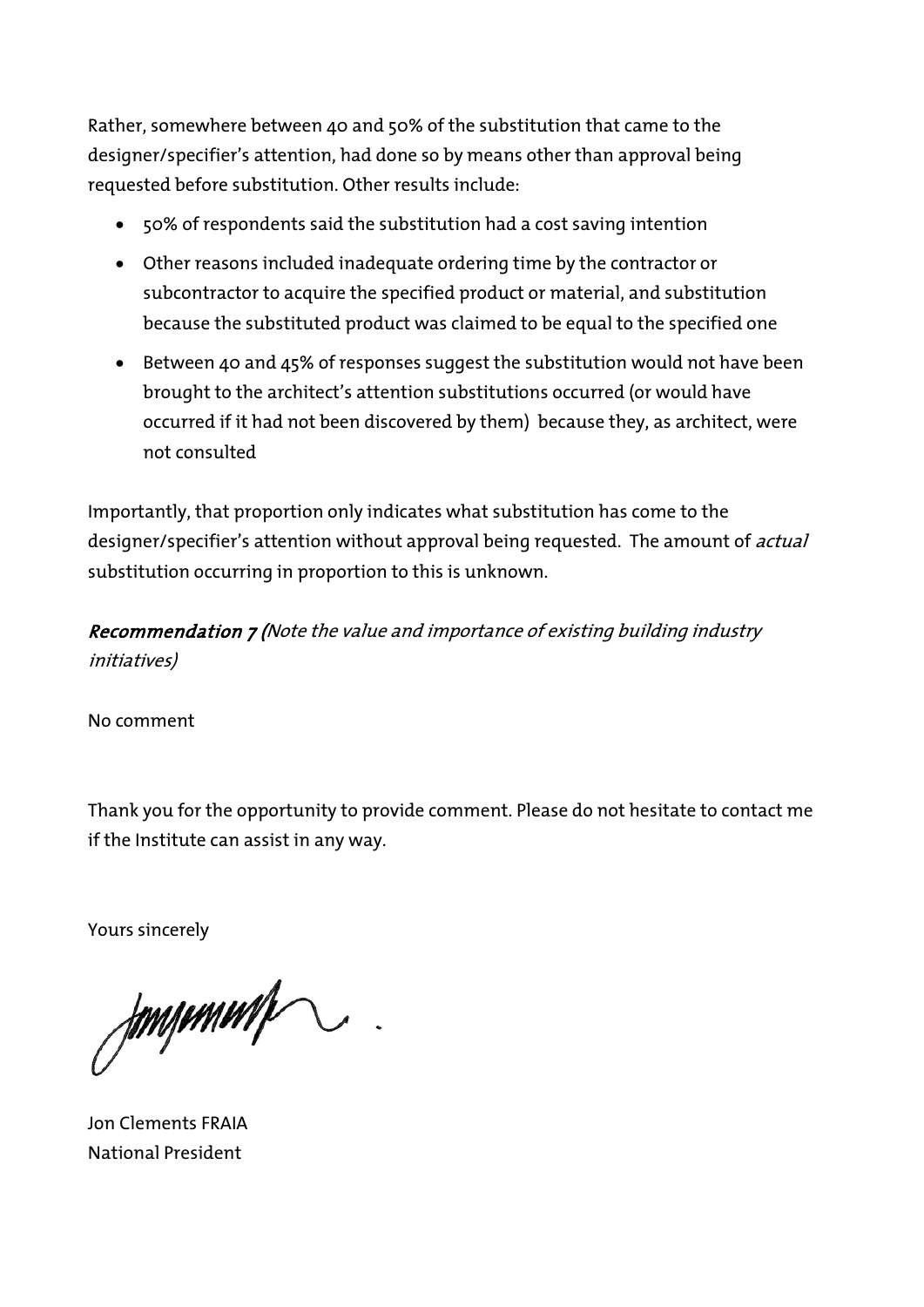Rather, somewhere between 40 and 50% of the substitution that came to the designer/specifier's attention, had done so by means other than approval being requested before substitution. Other results include:

- 50% of respondents said the substitution had a cost saving intention
- Other reasons included inadequate ordering time by the contractor or subcontractor to acquire the specified product or material, and substitution because the substituted product was claimed to be equal to the specified one
- Between 40 and 45% of responses suggest the substitution would not have been brought to the architect's attention substitutions occurred (or would have occurred if it had not been discovered by them) because they, as architect, were not consulted

Importantly, that proportion only indicates what substitution has come to the designer/specifier's attention without approval being requested. The amount of *actual* substitution occurring in proportion to this is unknown.

***Recommendation 7*** *(Note the value and importance of existing building industry initiatives)*

No comment

Thank you for the opportunity to provide comment. Please do not hesitate to contact me if the Institute can assist in any way.

Yours sincerely

Jon Clements FRAIA
National President